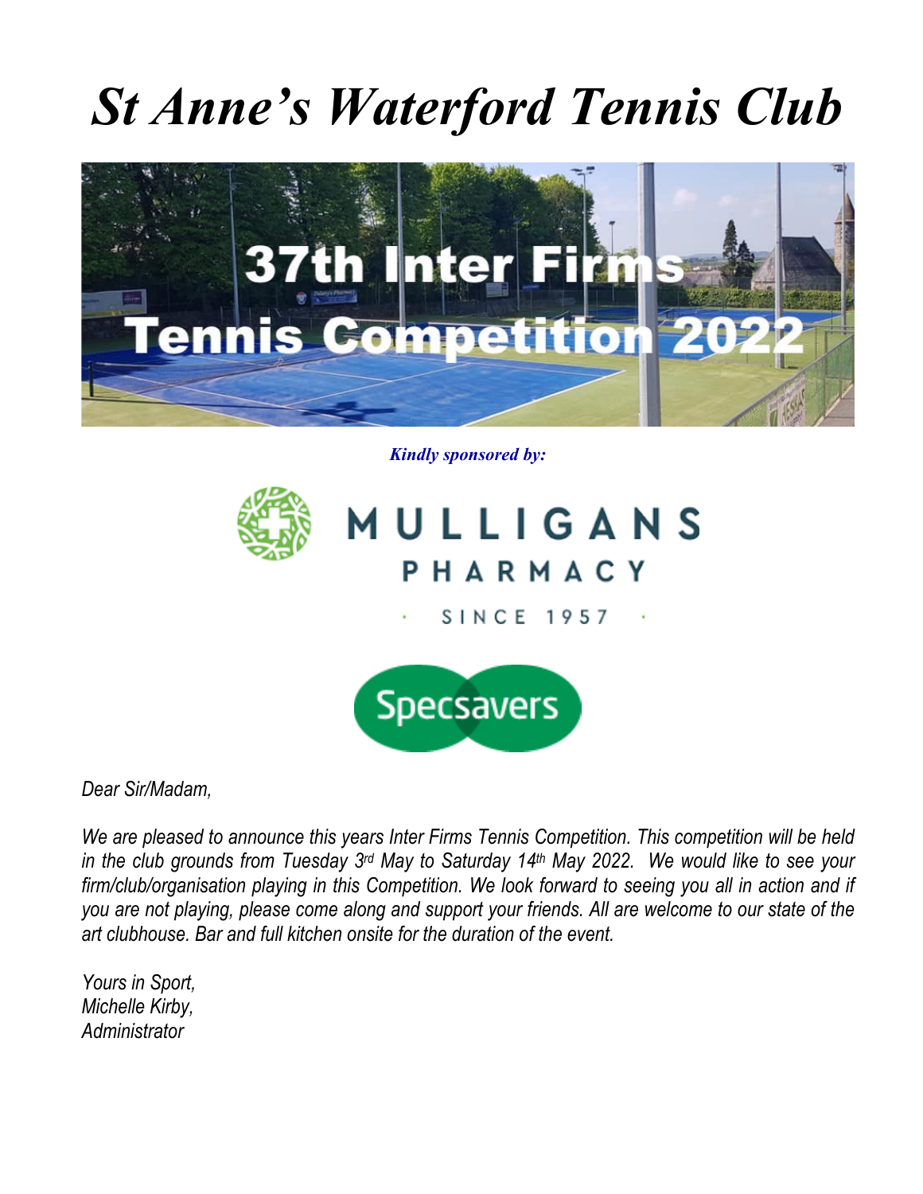# *St Anne's Waterford Tennis Club*

37th Inter Firms Tennis Competition 2022

***Kindly sponsored by:***

MULLIGANS PHARMACY

· SINCE 1957 ·

Specsavers

*Dear Sir/Madam,*

*We are pleased to announce this years Inter Firms Tennis Competition. This competition will be held in the club grounds from Tuesday 3rd May to Saturday 14th May 2022. We would like to see your firm/club/organisation playing in this Competition. We look forward to seeing you all in action and if you are not playing, please come along and support your friends. All are welcome to our state of the art clubhouse. Bar and full kitchen onsite for the duration of the event.*

*Yours in Sport,*
*Michelle Kirby,*
*Administrator*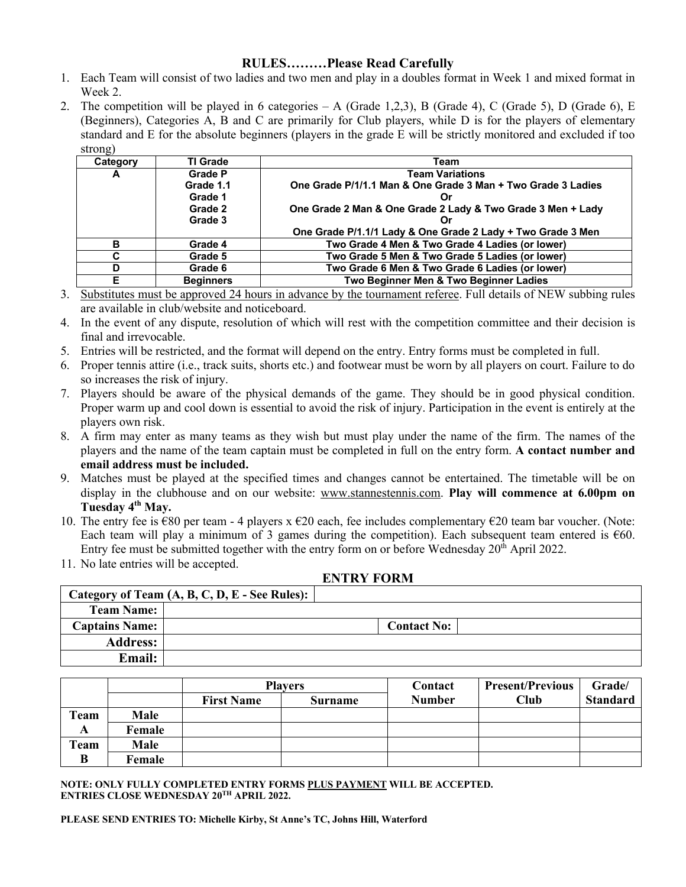## RULES………Please Read Carefully

1. Each Team will consist of two ladies and two men and play in a doubles format in Week 1 and mixed format in Week 2.
2. The competition will be played in 6 categories – A (Grade 1,2,3), B (Grade 4), C (Grade 5), D (Grade 6), E (Beginners), Categories A, B and C are primarily for Club players, while D is for the players of elementary standard and E for the absolute beginners (players in the grade E will be strictly monitored and excluded if too strong)

| Category | TI Grade | Team |
|---|---|---|
| A | Grade P<br>Grade 1.1<br>Grade 1<br>Grade 2<br>Grade 3 | Team Variations<br>One Grade P/1/1.1 Man & One Grade 3 Man + Two Grade 3 Ladies<br>Or<br>One Grade 2 Man & One Grade 2 Lady & Two Grade 3 Men + Lady<br>Or<br>One Grade P/1.1/1 Lady & One Grade 2 Lady + Two Grade 3 Men |
| B | Grade 4 | Two Grade 4 Men & Two Grade 4 Ladies (or lower) |
| C | Grade 5 | Two Grade 5 Men & Two Grade 5 Ladies (or lower) |
| D | Grade 6 | Two Grade 6 Men & Two Grade 6 Ladies (or lower) |
| E | Beginners | Two Beginner Men & Two Beginner Ladies |

3. Substitutes must be approved 24 hours in advance by the tournament referee. Full details of NEW subbing rules are available in club/website and noticeboard.
4. In the event of any dispute, resolution of which will rest with the competition committee and their decision is final and irrevocable.
5. Entries will be restricted, and the format will depend on the entry. Entry forms must be completed in full.
6. Proper tennis attire (i.e., track suits, shorts etc.) and footwear must be worn by all players on court. Failure to do so increases the risk of injury.
7. Players should be aware of the physical demands of the game. They should be in good physical condition. Proper warm up and cool down is essential to avoid the risk of injury. Participation in the event is entirely at the players own risk.
8. A firm may enter as many teams as they wish but must play under the name of the firm. The names of the players and the name of the team captain must be completed in full on the entry form. **A contact number and email address must be included.**
9. Matches must be played at the specified times and changes cannot be entertained. The timetable will be on display in the clubhouse and on our website: www.stannestennis.com. **Play will commence at 6.00pm on Tuesday 4th May.**
10. The entry fee is €80 per team - 4 players x €20 each, fee includes complementary €20 team bar voucher. (Note: Each team will play a minimum of 3 games during the competition). Each subsequent team entered is €60. Entry fee must be submitted together with the entry form on or before Wednesday 20th April 2022.
11. No late entries will be accepted.

## ENTRY FORM

| | | | |
|---|---|---|---|
| **Category of Team (A, B, C, D, E - See Rules):** | | | |
| **Team Name:** | | | |
| **Captains Name:** | | **Contact No:** | |
| **Address:** | | | |
| **Email:** | | | |

| | | Players | | Contact Number | Present/Previous Club | Grade/ Standard |
|---|---|---|---|---|---|---|
| | | First Name | Surname | | | |
| **Team A** | **Male** | | | | | |
| | **Female** | | | | | |
| **Team B** | **Male** | | | | | |
| | **Female** | | | | | |

**NOTE: ONLY FULLY COMPLETED ENTRY FORMS PLUS PAYMENT WILL BE ACCEPTED.**
**ENTRIES CLOSE WEDNESDAY 20TH APRIL 2022.**

**PLEASE SEND ENTRIES TO: Michelle Kirby, St Anne's TC, Johns Hill, Waterford**